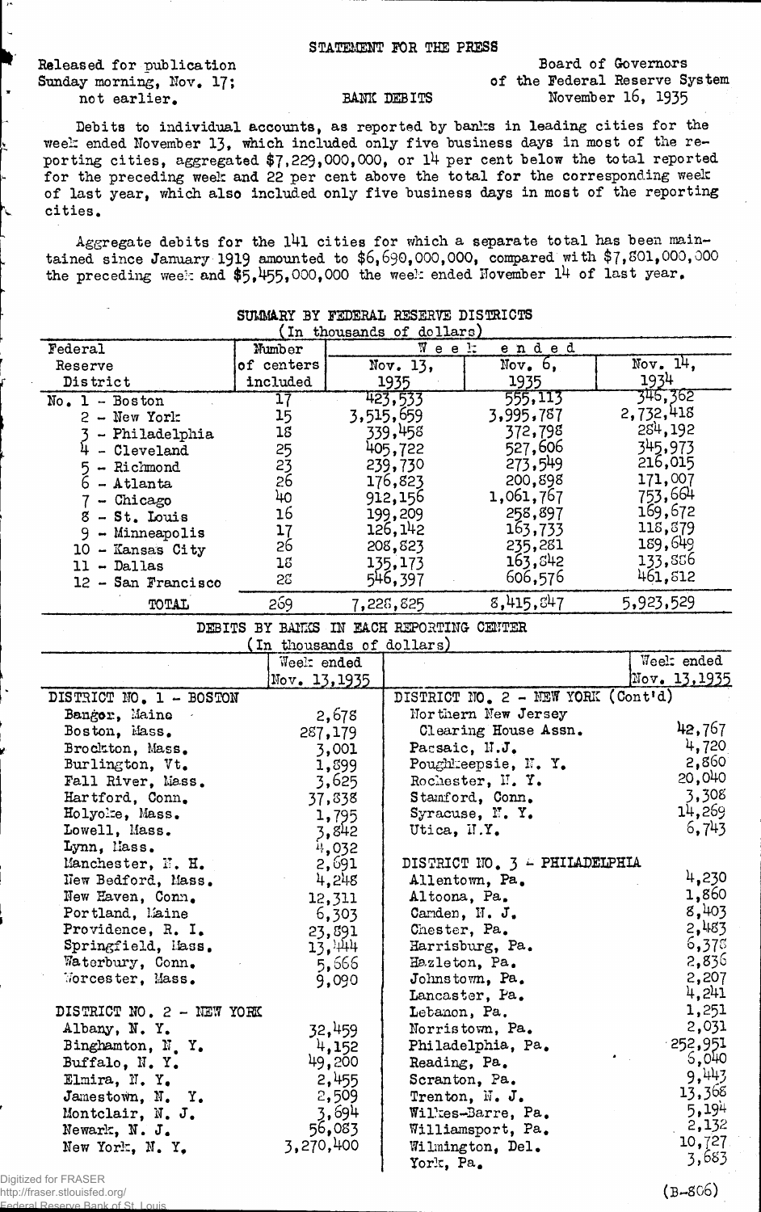STATEMENT FOR THE PRESS

Released for publication
Sunday morning, Nov. 17;
not earlier.

BANK DEBITS

Board of Governors
of the Federal Reserve System
November 16, 1935

Debits to individual accounts, as reported by banks in leading cities for the week ended November 13, which included only five business days in most of the reporting cities, aggregated $7,229,000,000, or 14 per cent below the total reported for the preceding week and 22 per cent above the total for the corresponding week of last year, which also included only five business days in most of the reporting cities.

Aggregate debits for the 141 cities for which a separate total has been maintained since January 1919 amounted to $6,690,000,000, compared with $7,801,000,000 the preceding week and $5,455,000,000 the week ended November 14 of last year.

SUMMARY BY FEDERAL RESERVE DISTRICTS
(In thousands of dollars)

| Federal Reserve District | Number of centers included | Week ended Nov. 13, 1935 | Week ended Nov. 6, 1935 | Week ended Nov. 14, 1934 |
|---|---|---|---|---|
| No. 1 - Boston | 17 | 423,533 | 555,113 | 346,362 |
| 2 - New York | 15 | 3,515,659 | 3,995,787 | 2,732,418 |
| 3 - Philadelphia | 18 | 339,458 | 372,798 | 284,192 |
| 4 - Cleveland | 25 | 405,722 | 527,606 | 345,973 |
| 5 - Richmond | 23 | 239,730 | 273,549 | 216,015 |
| 6 - Atlanta | 26 | 176,823 | 200,898 | 171,007 |
| 7 - Chicago | 40 | 912,156 | 1,061,767 | 753,664 |
| 8 - St. Louis | 16 | 199,209 | 258,897 | 169,672 |
| 9 - Minneapolis | 17 | 126,142 | 163,733 | 118,879 |
| 10 - Kansas City | 26 | 208,823 | 235,281 | 189,649 |
| 11 - Dallas | 18 | 135,173 | 163,842 | 133,886 |
| 12 - San Francisco | 28 | 546,397 | 606,576 | 461,812 |
| TOTAL | 269 | 7,228,825 | 8,415,847 | 5,923,529 |

DEBITS BY BANKS IN EACH REPORTING CENTER
(In thousands of dollars)

| | Week ended Nov. 13, 1935 | | Week ended Nov. 13, 1935 |
|---|---|---|---|
| DISTRICT NO. 1 - BOSTON | | DISTRICT NO. 2 - NEW YORK (Cont'd) | |
| Bangor, Maine | 2,678 | Northern New Jersey Clearing House Assn. | 42,767 |
| Boston, Mass. | 287,179 | Passaic, N.J. | 4,720 |
| Brockton, Mass. | 3,001 | Poughkeepsie, N. Y. | 2,860 |
| Burlington, Vt. | 1,899 | Rochester, N. Y. | 20,040 |
| Fall River, Mass. | 3,625 | Stamford, Conn. | 3,308 |
| Hartford, Conn. | 37,838 | Syracuse, N. Y. | 14,269 |
| Holyoke, Mass. | 1,795 | Utica, N.Y. | 6,743 |
| Lowell, Mass. | 3,842 | | |
| Lynn, Mass. | 4,032 | | |
| Manchester, N. H. | 2,691 | DISTRICT NO. 3 - PHILADELPHIA | |
| New Bedford, Mass. | 4,248 | Allentown, Pa. | 4,230 |
| New Haven, Conn. | 12,311 | Altoona, Pa. | 1,860 |
| Portland, Maine | 6,303 | Camden, N. J. | 8,403 |
| Providence, R. I. | 23,891 | Chester, Pa. | 2,483 |
| Springfield, Mass. | 13,444 | Harrisburg, Pa. | 6,378 |
| Waterbury, Conn. | 5,666 | Hazleton, Pa. | 2,836 |
| Worcester, Mass. | 9,090 | Johnstown, Pa. | 2,207 |
| | | Lancaster, Pa. | 4,241 |
| DISTRICT NO. 2 - NEW YORK | | Lebanon, Pa. | 1,251 |
| Albany, N. Y. | 32,459 | Norristown, Pa. | 2,031 |
| Binghamton, N. Y. | 4,152 | Philadelphia, Pa. | 252,951 |
| Buffalo, N. Y. | 49,200 | Reading, Pa. | 6,040 |
| Elmira, N. Y. | 2,455 | Scranton, Pa. | 9,443 |
| Jamestown, N. Y. | 2,509 | Trenton, N. J. | 13,368 |
| Montclair, N. J. | 3,694 | Wilkes-Barre, Pa. | 5,194 |
| Newark, N. J. | 56,083 | Williamsport, Pa. | 2,132 |
| New York, N. Y. | 3,270,400 | Wilmington, Del. | 10,727 |
| | | York, Pa. | 3,683 |

(B-806)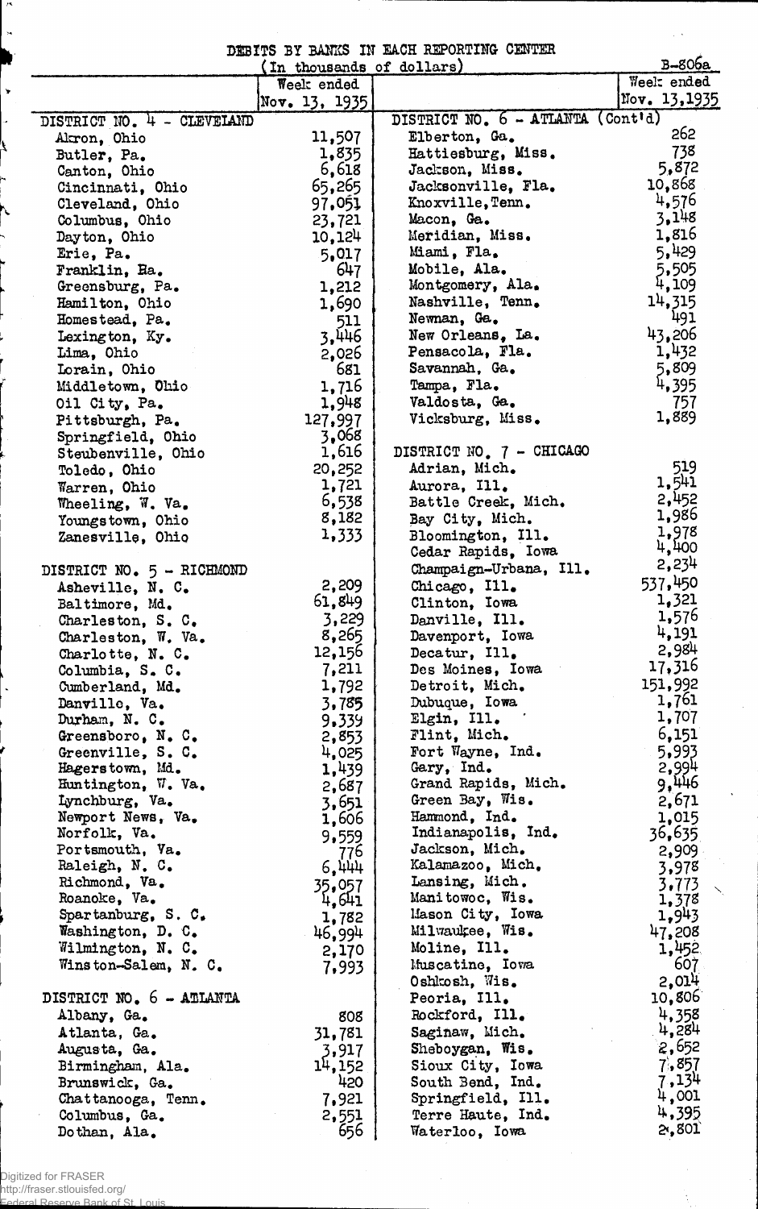# DEBITS BY BANKS IN EACH REPORTING CENTER

(In thousands of dollars)

B-806a

| | Week ended Nov. 13, 1935 |
|---|---|
| **DISTRICT NO. 4 - CLEVELAND** | |
| Akron, Ohio | 11,507 |
| Butler, Pa. | 1,835 |
| Canton, Ohio | 6,618 |
| Cincinnati, Ohio | 65,265 |
| Cleveland, Ohio | 97,051 |
| Columbus, Ohio | 23,721 |
| Dayton, Ohio | 10,124 |
| Erie, Pa. | 5,017 |
| Franklin, Pa. | 647 |
| Greensburg, Pa. | 1,212 |
| Hamilton, Ohio | 1,690 |
| Homestead, Pa. | 511 |
| Lexington, Ky. | 3,446 |
| Lima, Ohio | 2,026 |
| Lorain, Ohio | 681 |
| Middletown, Ohio | 1,716 |
| Oil City, Pa. | 1,948 |
| Pittsburgh, Pa. | 127,997 |
| Springfield, Ohio | 3,068 |
| Steubenville, Ohio | 1,616 |
| Toledo, Ohio | 20,252 |
| Warren, Ohio | 1,721 |
| Wheeling, W. Va. | 6,538 |
| Youngstown, Ohio | 8,182 |
| Zanesville, Ohio | 1,333 |
| **DISTRICT NO. 5 - RICHMOND** | |
| Asheville, N. C. | 2,209 |
| Baltimore, Md. | 61,849 |
| Charleston, S. C. | 3,229 |
| Charleston, W. Va. | 8,265 |
| Charlotte, N. C. | 12,156 |
| Columbia, S. C. | 7,211 |
| Cumberland, Md. | 1,792 |
| Danville, Va. | 3,785 |
| Durham, N. C. | 9,339 |
| Greensboro, N. C. | 2,853 |
| Greenville, S. C. | 4,025 |
| Hagerstown, Md. | 1,439 |
| Huntington, W. Va. | 2,687 |
| Lynchburg, Va. | 3,651 |
| Newport News, Va. | 1,606 |
| Norfolk, Va. | 9,559 |
| Portsmouth, Va. | 776 |
| Raleigh, N. C. | 6,444 |
| Richmond, Va. | 35,057 |
| Roanoke, Va. | 4,641 |
| Spartanburg, S. C. | 1,782 |
| Washington, D. C. | 46,994 |
| Wilmington, N. C. | 2,170 |
| Winston-Salem, N. C. | 7,993 |
| **DISTRICT NO. 6 - ATLANTA** | |
| Albany, Ga. | 808 |
| Atlanta, Ga. | 31,781 |
| Augusta, Ga. | 3,917 |
| Birmingham, Ala. | 14,152 |
| Brunswick, Ga. | 420 |
| Chattanooga, Tenn. | 7,921 |
| Columbus, Ga. | 2,551 |
| Dothan, Ala. | 656 |
| **DISTRICT NO. 6 - ATLANTA (Cont'd)** | |
| Elberton, Ga. | 262 |
| Hattiesburg, Miss. | 738 |
| Jackson, Miss. | 5,872 |
| Jacksonville, Fla. | 10,868 |
| Knoxville, Tenn. | 4,576 |
| Macon, Ga. | 3,148 |
| Meridian, Miss. | 1,816 |
| Miami, Fla. | 5,429 |
| Mobile, Ala. | 5,505 |
| Montgomery, Ala. | 4,109 |
| Nashville, Tenn. | 14,315 |
| Newnan, Ga. | 491 |
| New Orleans, La. | 43,206 |
| Pensacola, Fla. | 1,432 |
| Savannah, Ga. | 5,809 |
| Tampa, Fla. | 4,395 |
| Valdosta, Ga. | 757 |
| Vicksburg, Miss. | 1,889 |
| **DISTRICT NO. 7 - CHICAGO** | |
| Adrian, Mich. | 519 |
| Aurora, Ill. | 1,541 |
| Battle Creek, Mich. | 2,452 |
| Bay City, Mich. | 1,986 |
| Bloomington, Ill. | 1,978 |
| Cedar Rapids, Iowa | 4,400 |
| Champaign-Urbana, Ill. | 2,234 |
| Chicago, Ill. | 537,450 |
| Clinton, Iowa | 1,321 |
| Danville, Ill. | 1,576 |
| Davenport, Iowa | 4,191 |
| Decatur, Ill. | 2,984 |
| Des Moines, Iowa | 17,316 |
| Detroit, Mich. | 151,992 |
| Dubuque, Iowa | 1,761 |
| Elgin, Ill. | 1,707 |
| Flint, Mich. | 6,151 |
| Fort Wayne, Ind. | 5,993 |
| Gary, Ind. | 2,994 |
| Grand Rapids, Mich. | 9,446 |
| Green Bay, Wis. | 2,671 |
| Hammond, Ind. | 1,015 |
| Indianapolis, Ind. | 36,635 |
| Jackson, Mich. | 2,909 |
| Kalamazoo, Mich. | 3,978 |
| Lansing, Mich. | 3,773 |
| Manitowoc, Wis. | 1,378 |
| Mason City, Iowa | 1,943 |
| Milwaukee, Wis. | 47,208 |
| Moline, Ill. | 1,452 |
| Muscatine, Iowa | 607 |
| Oshkosh, Wis. | 2,014 |
| Peoria, Ill. | 10,806 |
| Rockford, Ill. | 4,358 |
| Saginaw, Mich. | 4,284 |
| Sheboygan, Wis. | 2,652 |
| Sioux City, Iowa | 7,857 |
| South Bend, Ind. | 7,134 |
| Springfield, Ill. | 4,001 |
| Terre Haute, Ind. | 4,395 |
| Waterloo, Iowa | 2,801 |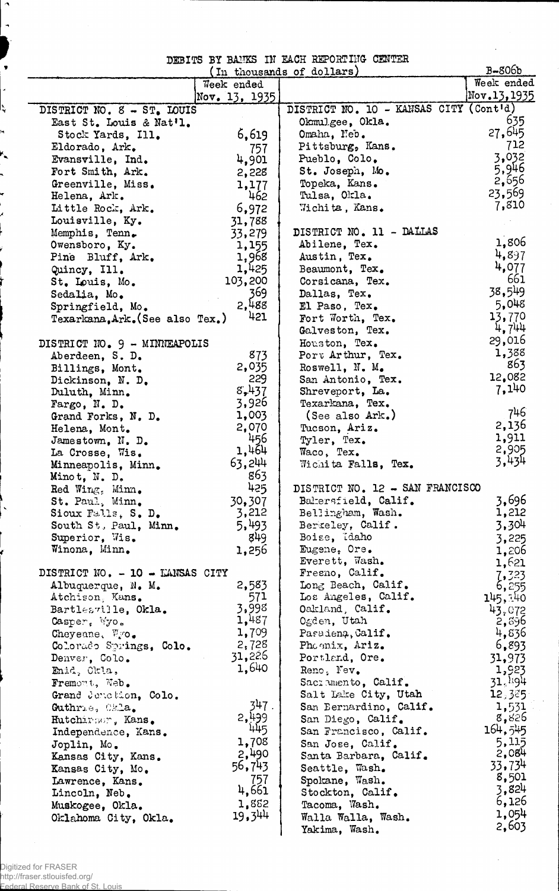# DEBITS BY BANKS IN EACH REPORTING CENTER

(In thousands of dollars)

B-806b

| | Week ended Nov. 13, 1935 | | Week ended Nov. 13, 1935 |
|---|---|---|---|
| **DISTRICT NO. 8 - ST. LOUIS** | | **DISTRICT NO. 10 - KANSAS CITY (Cont'd)** | |
| East St. Louis & Nat'l. Stock Yards, Ill. | 6,619 | Okmulgee, Okla. | 635 |
| Eldorado, Ark. | 757 | Omaha, Neb. | 27,645 |
| Evansville, Ind. | 4,901 | Pittsburg, Kans. | 712 |
| Fort Smith, Ark. | 2,228 | Pueblo, Colo. | 3,032 |
| Greenville, Miss. | 1,177 | St. Joseph, Mo. | 5,946 |
| Helena, Ark. | 462 | Topeka, Kans. | 2,656 |
| Little Rock, Ark. | 6,972 | Tulsa, Okla. | 23,569 |
| Louisville, Ky. | 31,788 | Wichita, Kans. | 7,810 |
| Memphis, Tenn. | 33,279 | | |
| Owensboro, Ky. | 1,155 | **DISTRICT NO. 11 - DALLAS** | |
| Pine Bluff, Ark. | 1,968 | Abilene, Tex. | 1,806 |
| Quincy, Ill. | 1,425 | Austin, Tex. | 4,897 |
| St. Louis, Mo. | 103,200 | Beaumont, Tex. | 4,077 |
| Sedalia, Mo. | 369 | Corsicana, Tex. | 661 |
| Springfield, Mo. | 2,488 | Dallas, Tex. | 38,549 |
| Texarkana, Ark. (See also Tex.) | 421 | El Paso, Tex. | 5,048 |
| | | Fort Worth, Tex. | 13,770 |
| **DISTRICT NO. 9 - MINNEAPOLIS** | | Galveston, Tex. | 4,744 |
| Aberdeen, S. D. | 873 | Houston, Tex. | 29,016 |
| Billings, Mont. | 2,035 | Port Arthur, Tex. | 1,388 |
| Dickinson, N. D. | 229 | Roswell, N. M. | 863 |
| Duluth, Minn. | 8,437 | San Antonio, Tex. | 12,082 |
| Fargo, N. D. | 3,926 | Shreveport, La. | 7,140 |
| Grand Forks, N. D. | 1,003 | Texarkana, Tex. (See also Ark.) | 746 |
| Helena, Mont. | 2,070 | Tucson, Ariz. | 2,136 |
| Jamestown, N. D. | 456 | Tyler, Tex. | 1,911 |
| La Crosse, Wis. | 1,464 | Waco, Tex. | 2,905 |
| Minneapolis, Minn. | 63,244 | Wichita Falls, Tex. | 3,434 |
| Minot, N. D. | 863 | | |
| Red Wing, Minn. | 425 | **DISTRICT NO. 12 - SAN FRANCISCO** | |
| St. Paul, Minn. | 30,307 | Bakersfield, Calif. | 3,696 |
| Sioux Falls, S. D. | 3,212 | Bellingham, Wash. | 1,212 |
| South St. Paul, Minn. | 5,493 | Berkeley, Calif. | 3,304 |
| Superior, Wis. | 849 | Boise, Idaho | 3,225 |
| Winona, Minn. | 1,256 | Eugene, Ore. | 1,206 |
| | | Everett, Wash. | 1,621 |
| **DISTRICT NO. - 10 - KANSAS CITY** | | Fresno, Calif. | 7,323 |
| Albuquerque, N. M. | 2,583 | Long Beach, Calif. | 6,255 |
| Atchison, Kans. | 571 | Los Angeles, Calif. | 145,140 |
| Bartlesville, Okla. | 3,998 | Oakland, Calif. | 43,072 |
| Casper, Wyo. | 1,487 | Ogden, Utah | 2,896 |
| Cheyenne, Wyo. | 1,709 | Pasadena, Calif. | 4,836 |
| Colorado Springs, Colo. | 2,728 | Phoenix, Ariz. | 6,893 |
| Denver, Colo. | 31,226 | Portland, Ore. | 31,973 |
| Enid, Okla. | 1,640 | Reno, Nev. | 1,923 |
| Fremont, Neb. | | Sacramento, Calif. | 31,494 |
| Grand Junction, Colo. | | Salt Lake City, Utah | 12,325 |
| Guthrie, Okla. | 347 | San Bernardino, Calif. | 1,531 |
| Hutchinson, Kans. | 2,499 | San Diego, Calif. | 8,826 |
| Independence, Kans. | 445 | San Francisco, Calif. | 164,545 |
| Joplin, Mo. | 1,708 | San Jose, Calif. | 5,115 |
| Kansas City, Kans. | 2,490 | Santa Barbara, Calif. | 2,084 |
| Kansas City, Mo. | 56,743 | Seattle, Wash. | 33,734 |
| Lawrence, Kans. | 757 | Spokane, Wash. | 8,501 |
| Lincoln, Neb. | 4,661 | Stockton, Calif. | 3,824 |
| Muskogee, Okla. | 1,882 | Tacoma, Wash. | 6,126 |
| Oklahoma City, Okla. | 19,344 | Walla Walla, Wash. | 1,054 |
| | | Yakima, Wash. | 2,603 |